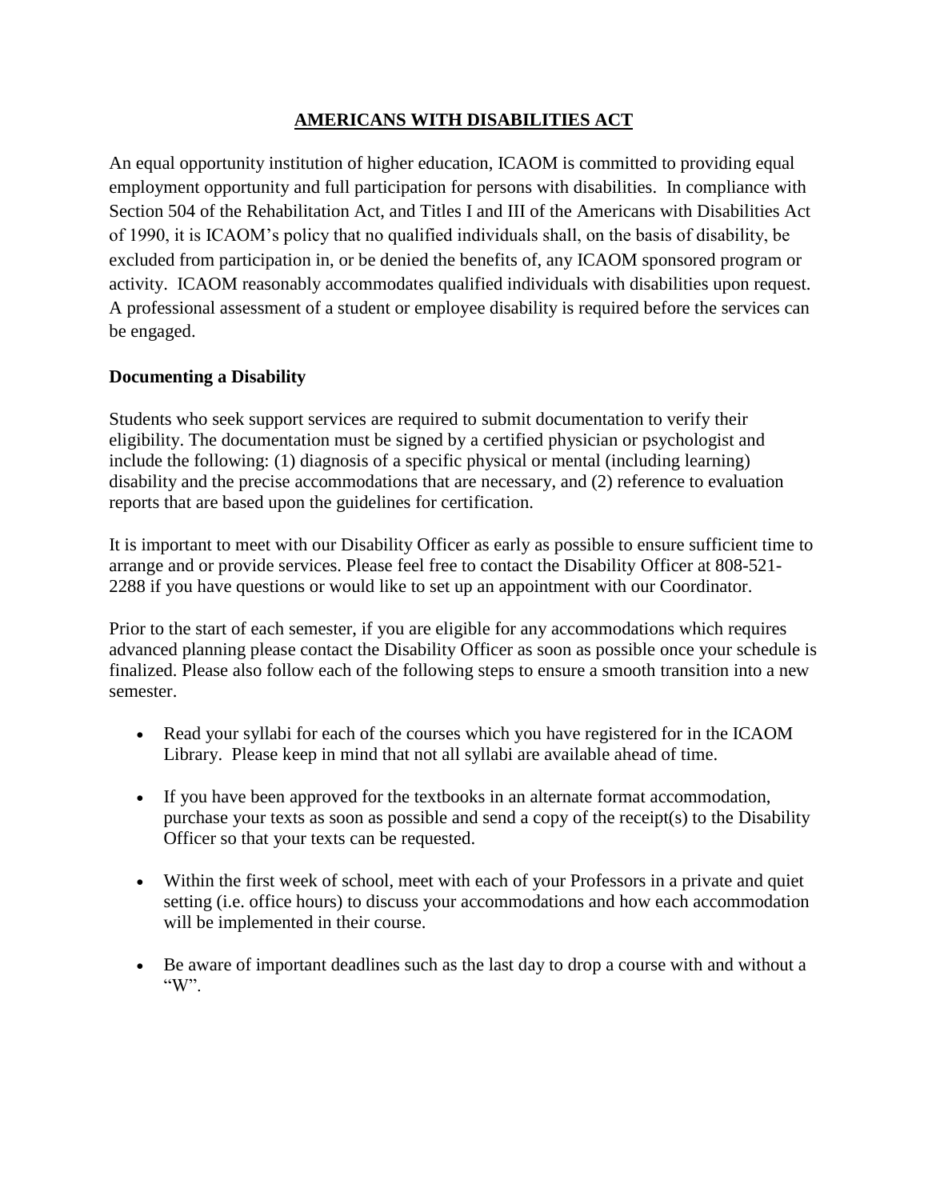# AMERICANS WITH DISABILITIES ACT

An equal opportunity institution of higher education, ICAOM is committed to providing equal employment opportunity and full participation for persons with disabilities. In compliance with Section 504 of the Rehabilitation Act, and Titles I and III of the Americans with Disabilities Act of 1990, it is ICAOM's policy that no qualified individuals shall, on the basis of disability, be excluded from participation in, or be denied the benefits of, any ICAOM sponsored program or activity. ICAOM reasonably accommodates qualified individuals with disabilities upon request. A professional assessment of a student or employee disability is required before the services can be engaged.

## Documenting a Disability

Students who seek support services are required to submit documentation to verify their eligibility. The documentation must be signed by a certified physician or psychologist and include the following: (1) diagnosis of a specific physical or mental (including learning) disability and the precise accommodations that are necessary, and (2) reference to evaluation reports that are based upon the guidelines for certification.

It is important to meet with our Disability Officer as early as possible to ensure sufficient time to arrange and or provide services. Please feel free to contact the Disability Officer at 808-521-2288 if you have questions or would like to set up an appointment with our Coordinator.

Prior to the start of each semester, if you are eligible for any accommodations which requires advanced planning please contact the Disability Officer as soon as possible once your schedule is finalized. Please also follow each of the following steps to ensure a smooth transition into a new semester.

- Read your syllabi for each of the courses which you have registered for in the ICAOM Library. Please keep in mind that not all syllabi are available ahead of time.
- If you have been approved for the textbooks in an alternate format accommodation, purchase your texts as soon as possible and send a copy of the receipt(s) to the Disability Officer so that your texts can be requested.
- Within the first week of school, meet with each of your Professors in a private and quiet setting (i.e. office hours) to discuss your accommodations and how each accommodation will be implemented in their course.
- Be aware of important deadlines such as the last day to drop a course with and without a "W".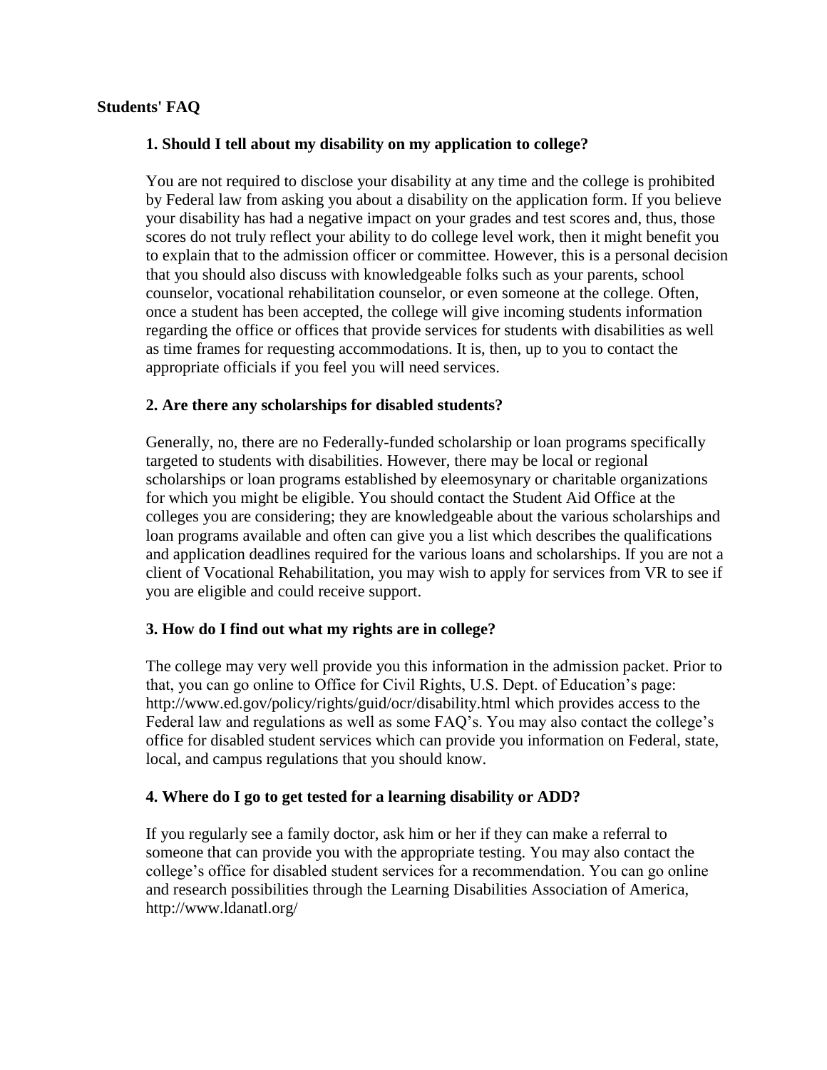**Students' FAQ**

### 1. Should I tell about my disability on my application to college?

You are not required to disclose your disability at any time and the college is prohibited by Federal law from asking you about a disability on the application form. If you believe your disability has had a negative impact on your grades and test scores and, thus, those scores do not truly reflect your ability to do college level work, then it might benefit you to explain that to the admission officer or committee. However, this is a personal decision that you should also discuss with knowledgeable folks such as your parents, school counselor, vocational rehabilitation counselor, or even someone at the college. Often, once a student has been accepted, the college will give incoming students information regarding the office or offices that provide services for students with disabilities as well as time frames for requesting accommodations. It is, then, up to you to contact the appropriate officials if you feel you will need services.

### 2. Are there any scholarships for disabled students?

Generally, no, there are no Federally-funded scholarship or loan programs specifically targeted to students with disabilities. However, there may be local or regional scholarships or loan programs established by eleemosynary or charitable organizations for which you might be eligible. You should contact the Student Aid Office at the colleges you are considering; they are knowledgeable about the various scholarships and loan programs available and often can give you a list which describes the qualifications and application deadlines required for the various loans and scholarships. If you are not a client of Vocational Rehabilitation, you may wish to apply for services from VR to see if you are eligible and could receive support.

### 3. How do I find out what my rights are in college?

The college may very well provide you this information in the admission packet. Prior to that, you can go online to Office for Civil Rights, U.S. Dept. of Education's page: http://www.ed.gov/policy/rights/guid/ocr/disability.html which provides access to the Federal law and regulations as well as some FAQ's. You may also contact the college's office for disabled student services which can provide you information on Federal, state, local, and campus regulations that you should know.

### 4. Where do I go to get tested for a learning disability or ADD?

If you regularly see a family doctor, ask him or her if they can make a referral to someone that can provide you with the appropriate testing. You may also contact the college's office for disabled student services for a recommendation. You can go online and research possibilities through the Learning Disabilities Association of America, http://www.ldanatl.org/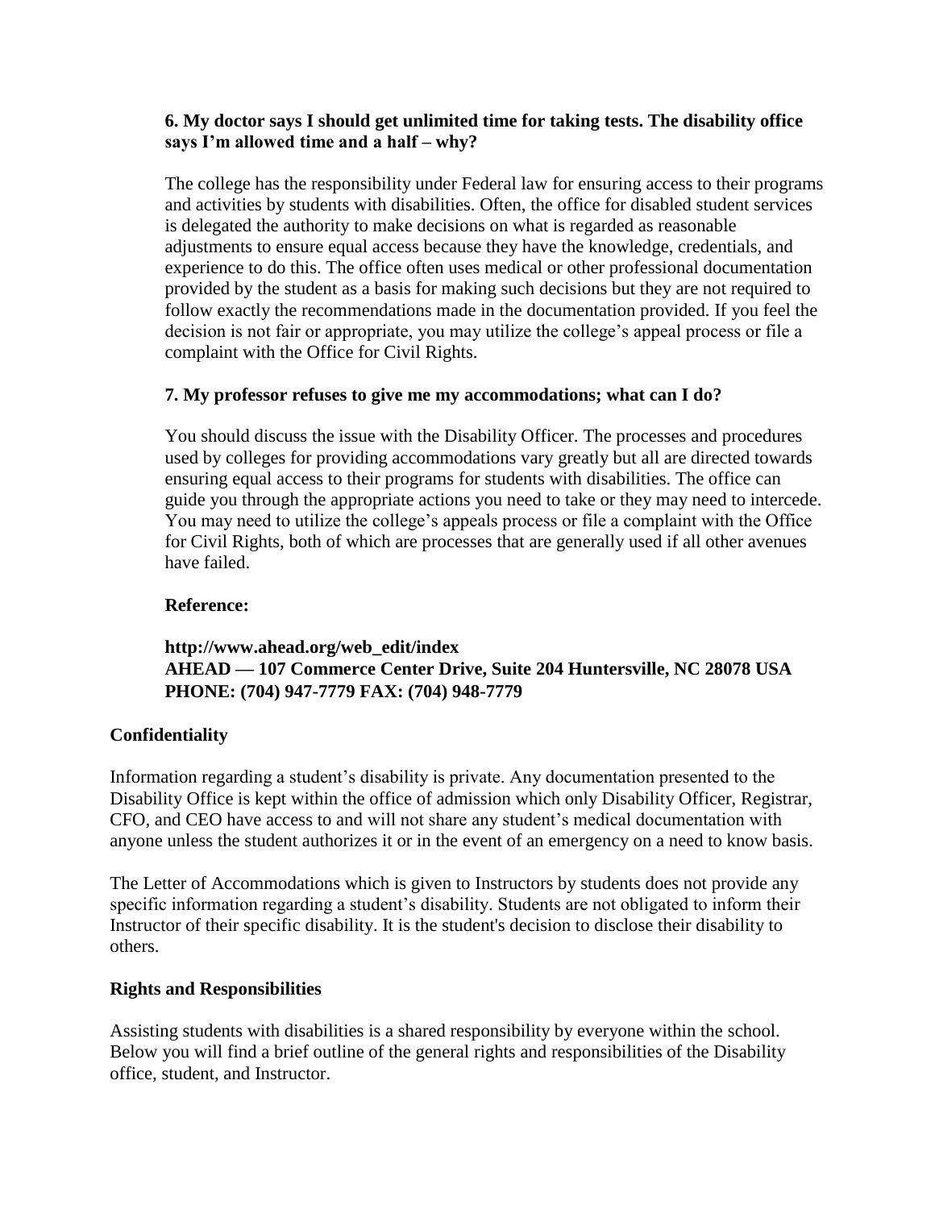**6. My doctor says I should get unlimited time for taking tests. The disability office says I'm allowed time and a half – why?**

The college has the responsibility under Federal law for ensuring access to their programs and activities by students with disabilities. Often, the office for disabled student services is delegated the authority to make decisions on what is regarded as reasonable adjustments to ensure equal access because they have the knowledge, credentials, and experience to do this. The office often uses medical or other professional documentation provided by the student as a basis for making such decisions but they are not required to follow exactly the recommendations made in the documentation provided. If you feel the decision is not fair or appropriate, you may utilize the college's appeal process or file a complaint with the Office for Civil Rights.

**7. My professor refuses to give me my accommodations; what can I do?**

You should discuss the issue with the Disability Officer. The processes and procedures used by colleges for providing accommodations vary greatly but all are directed towards ensuring equal access to their programs for students with disabilities. The office can guide you through the appropriate actions you need to take or they may need to intercede. You may need to utilize the college's appeals process or file a complaint with the Office for Civil Rights, both of which are processes that are generally used if all other avenues have failed.

**Reference:**

**http://www.ahead.org/web_edit/index**
**AHEAD — 107 Commerce Center Drive, Suite 204 Huntersville, NC 28078 USA**
**PHONE: (704) 947-7779 FAX: (704) 948-7779**

**Confidentiality**

Information regarding a student's disability is private. Any documentation presented to the Disability Office is kept within the office of admission which only Disability Officer, Registrar, CFO, and CEO have access to and will not share any student's medical documentation with anyone unless the student authorizes it or in the event of an emergency on a need to know basis.

The Letter of Accommodations which is given to Instructors by students does not provide any specific information regarding a student's disability. Students are not obligated to inform their Instructor of their specific disability. It is the student's decision to disclose their disability to others.

**Rights and Responsibilities**

Assisting students with disabilities is a shared responsibility by everyone within the school. Below you will find a brief outline of the general rights and responsibilities of the Disability office, student, and Instructor.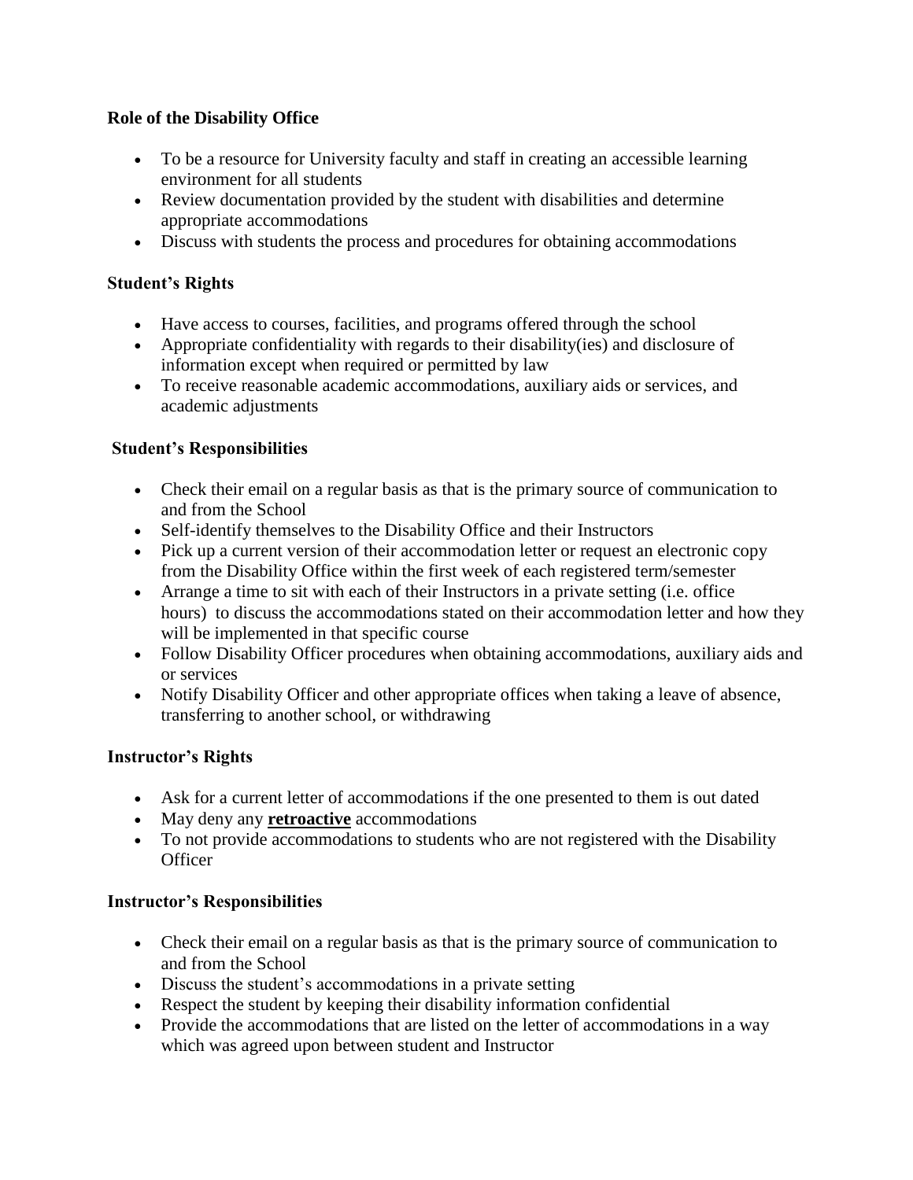**Role of the Disability Office**

- To be a resource for University faculty and staff in creating an accessible learning environment for all students
- Review documentation provided by the student with disabilities and determine appropriate accommodations
- Discuss with students the process and procedures for obtaining accommodations

**Student's Rights**

- Have access to courses, facilities, and programs offered through the school
- Appropriate confidentiality with regards to their disability(ies) and disclosure of information except when required or permitted by law
- To receive reasonable academic accommodations, auxiliary aids or services, and academic adjustments

**Student's Responsibilities**

- Check their email on a regular basis as that is the primary source of communication to and from the School
- Self-identify themselves to the Disability Office and their Instructors
- Pick up a current version of their accommodation letter or request an electronic copy from the Disability Office within the first week of each registered term/semester
- Arrange a time to sit with each of their Instructors in a private setting (i.e. office hours) to discuss the accommodations stated on their accommodation letter and how they will be implemented in that specific course
- Follow Disability Officer procedures when obtaining accommodations, auxiliary aids and or services
- Notify Disability Officer and other appropriate offices when taking a leave of absence, transferring to another school, or withdrawing

**Instructor's Rights**

- Ask for a current letter of accommodations if the one presented to them is out dated
- May deny any <u>**retroactive**</u> accommodations
- To not provide accommodations to students who are not registered with the Disability Officer

**Instructor's Responsibilities**

- Check their email on a regular basis as that is the primary source of communication to and from the School
- Discuss the student's accommodations in a private setting
- Respect the student by keeping their disability information confidential
- Provide the accommodations that are listed on the letter of accommodations in a way which was agreed upon between student and Instructor